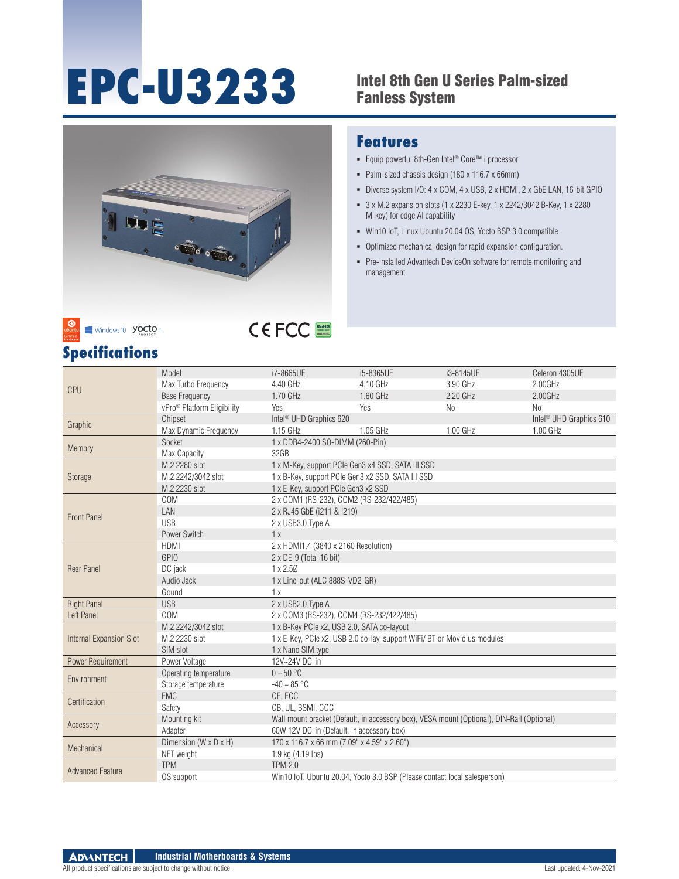# EPC-U3233

## Intel 8th Gen U Series Palm-sized Fanless System

## Features

- Equip powerful 8th-Gen Intel® Core™ i processor
- Palm-sized chassis design (180 x 116.7 x 66mm)
- Diverse system I/O: 4 x COM, 4 x USB, 2 x HDMI, 2 x GbE LAN, 16-bit GPIO
- 3 x M.2 expansion slots (1 x 2230 E-key, 1 x 2242/3042 B-Key, 1 x 2280 M-key) for edge AI capability
- Win10 IoT, Linux Ubuntu 20.04 OS, Yocto BSP 3.0 compatible
- Optimized mechanical design for rapid expansion configuration.
- Pre-installed Advantech DeviceOn software for remote monitoring and management

## Specifications

| | | | | | |
|---|---|---|---|---|---|
| CPU | Model | i7-8665UE | i5-8365UE | i3-8145UE | Celeron 4305UE |
| | Max Turbo Frequency | 4.40 GHz | 4.10 GHz | 3.90 GHz | 2.00GHz |
| | Base Frequency | 1.70 GHz | 1.60 GHz | 2.20 GHz | 2.00GHz |
| | vPro® Platform Eligibility | Yes | Yes | No | No |
| Graphic | Chipset | Intel® UHD Graphics 620 | | | Intel® UHD Graphics 610 |
| | Max Dynamic Frequency | 1.15 GHz | 1.05 GHz | 1.00 GHz | 1.00 GHz |
| Memory | Socket | 1 x DDR4-2400 SO-DIMM (260-Pin) | | | |
| | Max Capacity | 32GB | | | |
| Storage | M.2 2280 slot | 1 x M-Key, support PCIe Gen3 x4 SSD, SATA III SSD | | | |
| | M.2 2242/3042 slot | 1 x B-Key, support PCIe Gen3 x2 SSD, SATA III SSD | | | |
| | M.2 2230 slot | 1 x E-Key, support PCIe Gen3 x2 SSD | | | |
| Front Panel | COM | 2 x COM1 (RS-232), COM2 (RS-232/422/485) | | | |
| | LAN | 2 x RJ45 GbE (i211 & i219) | | | |
| | USB | 2 x USB3.0 Type A | | | |
| | Power Switch | 1 x | | | |
| Rear Panel | HDMI | 2 x HDMI1.4 (3840 x 2160 Resolution) | | | |
| | GPIO | 2 x DE-9 (Total 16 bit) | | | |
| | DC jack | 1 x 2.5Ø | | | |
| | Audio Jack | 1 x Line-out (ALC 888S-VD2-GR) | | | |
| | Gound | 1 x | | | |
| Right Panel | USB | 2 x USB2.0 Type A | | | |
| Left Panel | COM | 2 x COM3 (RS-232), COM4 (RS-232/422/485) | | | |
| Internal Expansion Slot | M.2 2242/3042 slot | 1 x B-Key PCIe x2, USB 2.0, SATA co-layout | | | |
| | M.2 2230 slot | 1 x E-Key, PCIe x2, USB 2.0 co-lay, support WiFi/ BT or Movidius modules | | | |
| | SIM slot | 1 x Nano SIM type | | | |
| Power Requirement | Power Voltage | 12V~24V DC-in | | | |
| Environment | Operating temperature | 0 ~ 50 °C | | | |
| | Storage temperature | -40 ~ 85 °C | | | |
| Certification | EMC | CE, FCC | | | |
| | Safety | CB, UL, BSMI, CCC | | | |
| Accessory | Mounting kit | Wall mount bracket (Default, in accessory box), VESA mount (Optional), DIN-Rail (Optional) | | | |
| | Adapter | 60W 12V DC-in (Default, in accessory box) | | | |
| Mechanical | Dimension (W x D x H) | 170 x 116.7 x 66 mm (7.09" x 4.59" x 2.60") | | | |
| | NET weight | 1.9 kg (4.19 lbs) | | | |
| Advanced Feature | TPM | TPM 2.0 | | | |
| | OS support | Win10 IoT, Ubuntu 20.04, Yocto 3.0 BSP (Please contact local salesperson) | | | |

Industrial Motherboards & Systems

All product specifications are subject to change without notice.

Last updated: 4-Nov-2021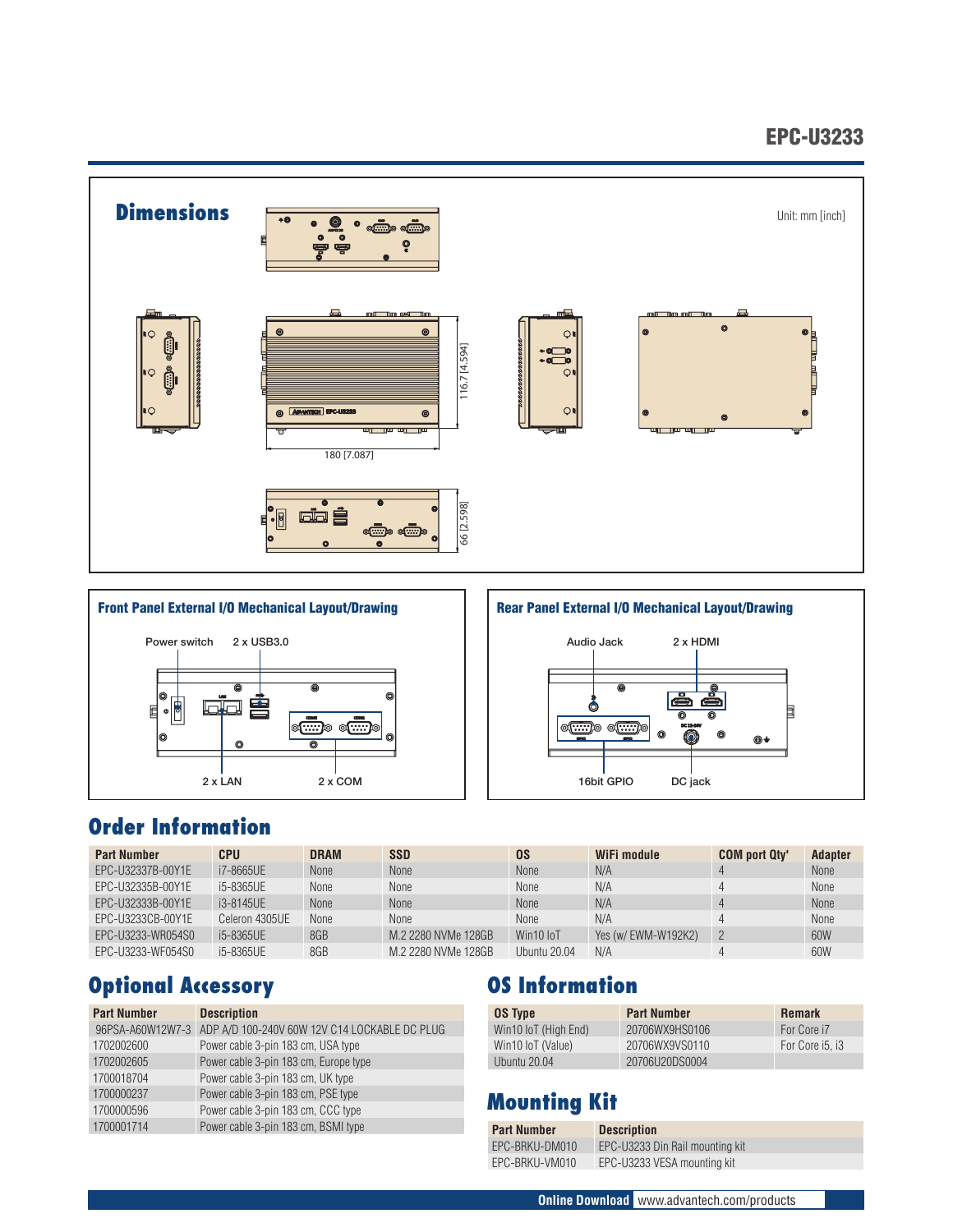# EPC-U3233

## Dimensions

Unit: mm [inch]

116.7 [4.594]

180 [7.087]

66 [2.598]

### Front Panel External I/O Mechanical Layout/Drawing

Power switch

2 x USB3.0

2 x LAN

2 x COM

### Rear Panel External I/O Mechanical Layout/Drawing

Audio Jack

2 x HDMI

16bit GPIO

DC jack

## Order Information

| Part Number | CPU | DRAM | SSD | OS | WiFi module | COM port Qty' | Adapter |
|---|---|---|---|---|---|---|---|
| EPC-U32337B-00Y1E | i7-8665UE | None | None | None | N/A | 4 | None |
| EPC-U32335B-00Y1E | i5-8365UE | None | None | None | N/A | 4 | None |
| EPC-U32333B-00Y1E | i3-8145UE | None | None | None | N/A | 4 | None |
| EPC-U3233CB-00Y1E | Celeron 4305UE | None | None | None | N/A | 4 | None |
| EPC-U3233-WR054S0 | i5-8365UE | 8GB | M.2 2280 NVMe 128GB | Win10 IoT | Yes (w/ EWM-W192K2) | 2 | 60W |
| EPC-U3233-WF054S0 | i5-8365UE | 8GB | M.2 2280 NVMe 128GB | Ubuntu 20.04 | N/A | 4 | 60W |

## Optional Accessory

| Part Number | Description |
|---|---|
| 96PSA-A60W12W7-3 | ADP A/D 100-240V 60W 12V C14 LOCKABLE DC PLUG |
| 1702002600 | Power cable 3-pin 183 cm, USA type |
| 1702002605 | Power cable 3-pin 183 cm, Europe type |
| 1700018704 | Power cable 3-pin 183 cm, UK type |
| 1700000237 | Power cable 3-pin 183 cm, PSE type |
| 1700000596 | Power cable 3-pin 183 cm, CCC type |
| 1700001714 | Power cable 3-pin 183 cm, BSMI type |

## OS Information

| OS Type | Part Number | Remark |
|---|---|---|
| Win10 IoT (High End) | 20706WX9HS0106 | For Core i7 |
| Win10 IoT (Value) | 20706WX9VS0110 | For Core i5, i3 |
| Ubuntu 20.04 | 20706U20DS0004 | |

## Mounting Kit

| Part Number | Description |
|---|---|
| EPC-BRKU-DM010 | EPC-U3233 Din Rail mounting kit |
| EPC-BRKU-VM010 | EPC-U3233 VESA mounting kit |

**Online Download** www.advantech.com/products